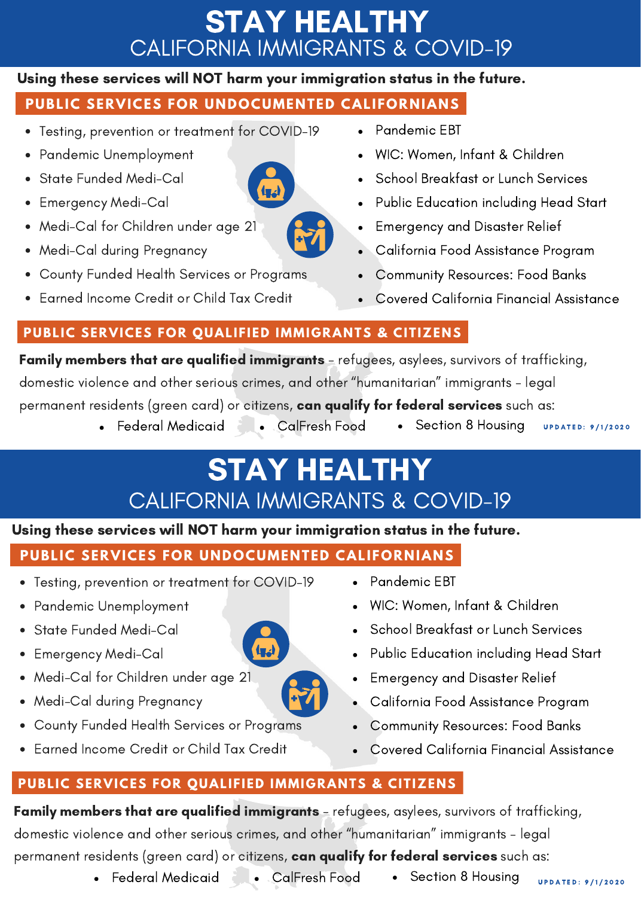# STAY HEALTHY
## CALIFORNIA IMMIGRANTS & COVID-19

**Using these services will NOT harm your immigration status in the future.**

### PUBLIC SERVICES FOR UNDOCUMENTED CALIFORNIANS

- Testing, prevention or treatment for COVID-19
- Pandemic Unemployment
- State Funded Medi-Cal
- Emergency Medi-Cal
- Medi-Cal for Children under age 21
- Medi-Cal during Pregnancy
- County Funded Health Services or Programs
- Earned Income Credit or Child Tax Credit
- Pandemic EBT
- WIC: Women, Infant & Children
- School Breakfast or Lunch Services
- Public Education including Head Start
- Emergency and Disaster Relief
- California Food Assistance Program
- Community Resources: Food Banks
- Covered California Financial Assistance

### PUBLIC SERVICES FOR QUALIFIED IMMIGRANTS & CITIZENS

**Family members that are qualified immigrants** - refugees, asylees, survivors of trafficking, domestic violence and other serious crimes, and other "humanitarian" immigrants - legal permanent residents (green card) or citizens, **can qualify for federal services** such as:

- Federal Medicaid
- CalFresh Food
- Section 8 Housing

UPDATED: 9/1/2020

# STAY HEALTHY
## CALIFORNIA IMMIGRANTS & COVID-19

**Using these services will NOT harm your immigration status in the future.**

### PUBLIC SERVICES FOR UNDOCUMENTED CALIFORNIANS

- Testing, prevention or treatment for COVID-19
- Pandemic Unemployment
- State Funded Medi-Cal
- Emergency Medi-Cal
- Medi-Cal for Children under age 21
- Medi-Cal during Pregnancy
- County Funded Health Services or Programs
- Earned Income Credit or Child Tax Credit
- Pandemic EBT
- WIC: Women, Infant & Children
- School Breakfast or Lunch Services
- Public Education including Head Start
- Emergency and Disaster Relief
- California Food Assistance Program
- Community Resources: Food Banks
- Covered California Financial Assistance

### PUBLIC SERVICES FOR QUALIFIED IMMIGRANTS & CITIZENS

**Family members that are qualified immigrants** - refugees, asylees, survivors of trafficking, domestic violence and other serious crimes, and other "humanitarian" immigrants - legal permanent residents (green card) or citizens, **can qualify for federal services** such as:

- Federal Medicaid
- CalFresh Food
- Section 8 Housing

UPDATED: 9/1/2020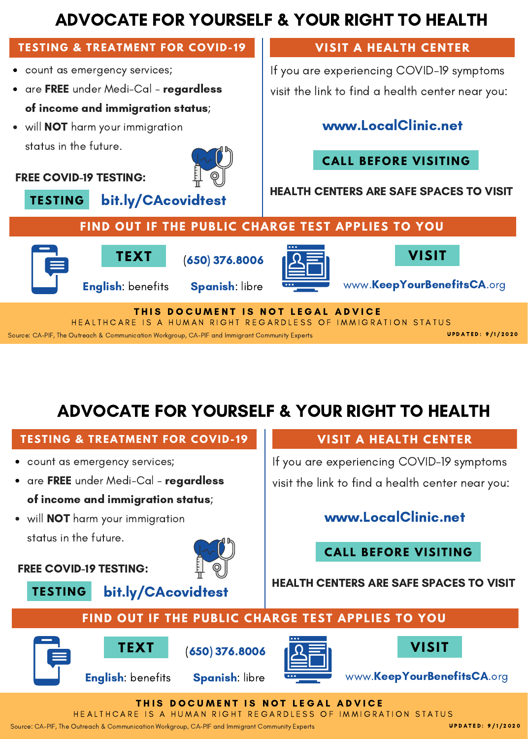# ADVOCATE FOR YOURSELF & YOUR RIGHT TO HEALTH

## TESTING & TREATMENT FOR COVID-19

- count as emergency services;
- are **FREE** under Medi-Cal - **regardless of income and immigration status**;
- will **NOT** harm your immigration status in the future.

**FREE COVID-19 TESTING:**

**TESTING** **bit.ly/CAcovidtest**

## VISIT A HEALTH CENTER

If you are experiencing COVID-19 symptoms visit the link to find a health center near you:

**www.LocalClinic.net**

**CALL BEFORE VISITING**

**HEALTH CENTERS ARE SAFE SPACES TO VISIT**

## FIND OUT IF THE PUBLIC CHARGE TEST APPLIES TO YOU

**TEXT** (650) 376.8006

**English**: benefits **Spanish**: libre

**VISIT** www.**KeepYourBenefitsCA**.org

**THIS DOCUMENT IS NOT LEGAL ADVICE**

HEALTHCARE IS A HUMAN RIGHT REGARDLESS OF IMMIGRATION STATUS

Source: CA-PIF, The Outreach & Communication Workgroup, CA-PIF and Immigrant Community Experts

UPDATED: 9/1/2020

# ADVOCATE FOR YOURSELF & YOUR RIGHT TO HEALTH

## TESTING & TREATMENT FOR COVID-19

- count as emergency services;
- are **FREE** under Medi-Cal - **regardless of income and immigration status**;
- will **NOT** harm your immigration status in the future.

**FREE COVID-19 TESTING:**

**TESTING** **bit.ly/CAcovidtest**

## VISIT A HEALTH CENTER

If you are experiencing COVID-19 symptoms visit the link to find a health center near you:

**www.LocalClinic.net**

**CALL BEFORE VISITING**

**HEALTH CENTERS ARE SAFE SPACES TO VISIT**

## FIND OUT IF THE PUBLIC CHARGE TEST APPLIES TO YOU

**TEXT** (650) 376.8006

**English**: benefits **Spanish**: libre

**VISIT** www.**KeepYourBenefitsCA**.org

**THIS DOCUMENT IS NOT LEGAL ADVICE**

HEALTHCARE IS A HUMAN RIGHT REGARDLESS OF IMMIGRATION STATUS

Source: CA-PIF, The Outreach & Communication Workgroup, CA-PIF and Immigrant Community Experts

UPDATED: 9/1/2020